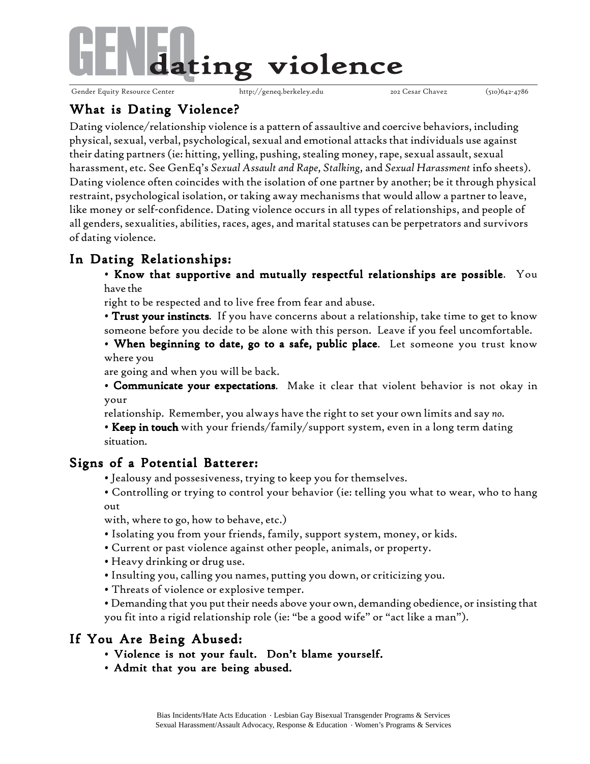# GENEQ dating violence

Gender Equity Resource Center http://geneq.berkeley.edu 202 Cesar Chavez (510)642-4786

## What is Dating Violence?

Dating violence/relationship violence is a pattern of assaultive and coercive behaviors, including physical, sexual, verbal, psychological, sexual and emotional attacks that individuals use against their dating partners (ie: hitting, yelling, pushing, stealing money, rape, sexual assault, sexual harassment, etc. See GenEq's *Sexual Assault and Rape, Stalking,* and *Sexual Harassment* info sheets). Dating violence often coincides with the isolation of one partner by another; be it through physical restraint, psychological isolation, or taking away mechanisms that would allow a partner to leave, like money or self-confidence. Dating violence occurs in all types of relationships, and people of all genders, sexualities, abilities, races, ages, and marital statuses can be perpetrators and survivors of dating violence.

## In Dating Relationships:

- **Know that supportive and mutually respectful relationships are possible**. You have the right to be respected and to live free from fear and abuse.
- **Trust your instincts**. If you have concerns about a relationship, take time to get to know someone before you decide to be alone with this person. Leave if you feel uncomfortable.
- **When beginning to date, go to a safe, public place**. Let someone you trust know where you are going and when you will be back.
- **Communicate your expectations**. Make it clear that violent behavior is not okay in your relationship. Remember, you always have the right to set your own limits and say *no*.
- **Keep in touch** with your friends/family/support system, even in a long term dating situation.

## Signs of a Potential Batterer:

- Jealousy and possesiveness, trying to keep you for themselves.
- Controlling or trying to control your behavior (ie: telling you what to wear, who to hang out with, where to go, how to behave, etc.)
- Isolating you from your friends, family, support system, money, or kids.
- Current or past violence against other people, animals, or property.
- Heavy drinking or drug use.
- Insulting you, calling you names, putting you down, or criticizing you.
- Threats of violence or explosive temper.
- Demanding that you put their needs above your own, demanding obedience, or insisting that you fit into a rigid relationship role (ie: "be a good wife" or "act like a man").

## If You Are Being Abused:

- **Violence is not your fault. Don't blame yourself.**
- **Admit that you are being abused.**

Bias Incidents/Hate Acts Education · Lesbian Gay Bisexual Transgender Programs & Services
Sexual Harassment/Assault Advocacy, Response & Education · Women's Programs & Services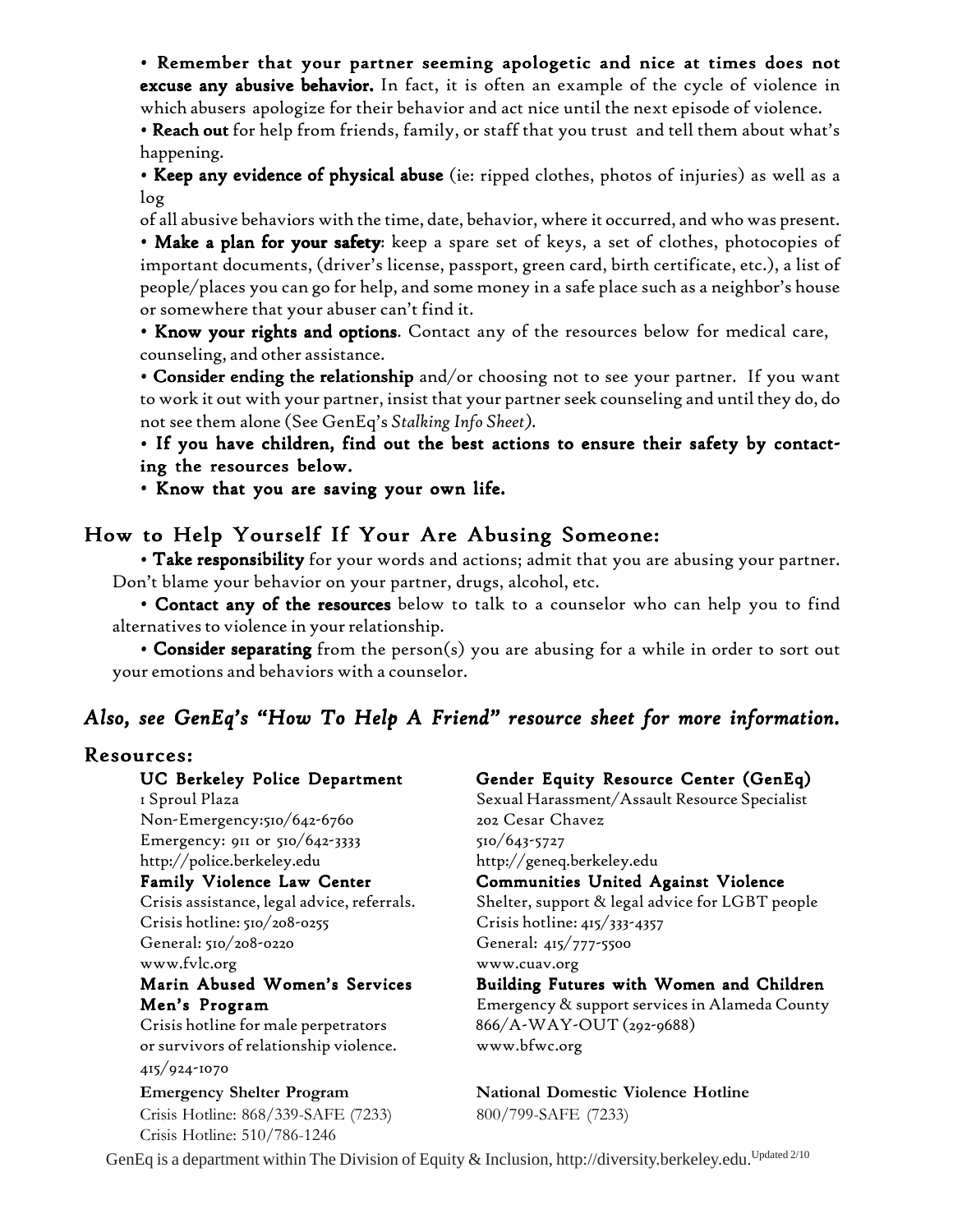• **Remember that your partner seeming apologetic and nice at times does not excuse any abusive behavior.** In fact, it is often an example of the cycle of violence in which abusers apologize for their behavior and act nice until the next episode of violence.

• **Reach out** for help from friends, family, or staff that you trust and tell them about what's happening.

• **Keep any evidence of physical abuse** (ie: ripped clothes, photos of injuries) as well as a log of all abusive behaviors with the time, date, behavior, where it occurred, and who was present.

• **Make a plan for your safety**: keep a spare set of keys, a set of clothes, photocopies of important documents, (driver's license, passport, green card, birth certificate, etc.), a list of people/places you can go for help, and some money in a safe place such as a neighbor's house or somewhere that your abuser can't find it.

• **Know your rights and options**. Contact any of the resources below for medical care, counseling, and other assistance.

• **Consider ending the relationship** and/or choosing not to see your partner. If you want to work it out with your partner, insist that your partner seek counseling and until they do, do not see them alone (See GenEq's *Stalking Info Sheet)*.

• **If you have children, find out the best actions to ensure their safety by contacting the resources below.**

• **Know that you are saving your own life.**

## How to Help Yourself If Your Are Abusing Someone:

• **Take responsibility** for your words and actions; admit that you are abusing your partner. Don't blame your behavior on your partner, drugs, alcohol, etc.

• **Contact any of the resources** below to talk to a counselor who can help you to find alternatives to violence in your relationship.

• **Consider separating** from the person(s) you are abusing for a while in order to sort out your emotions and behaviors with a counselor.

## *Also, see GenEq's "How To Help A Friend" resource sheet for more information.*

## Resources:

**UC Berkeley Police Department**
1 Sproul Plaza
Non-Emergency:510/642-6760
Emergency: 911 or 510/642-3333
http://police.berkeley.edu

**Family Violence Law Center**
Crisis assistance, legal advice, referrals.
Crisis hotline: 510/208-0255
General: 510/208-0220
www.fvlc.org

**Marin Abused Women's Services Men's Program**
Crisis hotline for male perpetrators or survivors of relationship violence.
415/924-1070

**Emergency Shelter Program**
Crisis Hotline: 868/339-SAFE (7233)
Crisis Hotline: 510/786-1246

**Gender Equity Resource Center (GenEq)**
Sexual Harassment/Assault Resource Specialist
202 Cesar Chavez
510/643-5727
http://geneq.berkeley.edu

**Communities United Against Violence**
Shelter, support & legal advice for LGBT people
Crisis hotline: 415/333-4357
General: 415/777-5500
www.cuav.org

**Building Futures with Women and Children**
Emergency & support services in Alameda County
866/A-WAY-OUT (292-9688)
www.bfwc.org

**National Domestic Violence Hotline**
800/799-SAFE (7233)

GenEq is a department within The Division of Equity & Inclusion, http://diversity.berkeley.edu. Updated 2/10